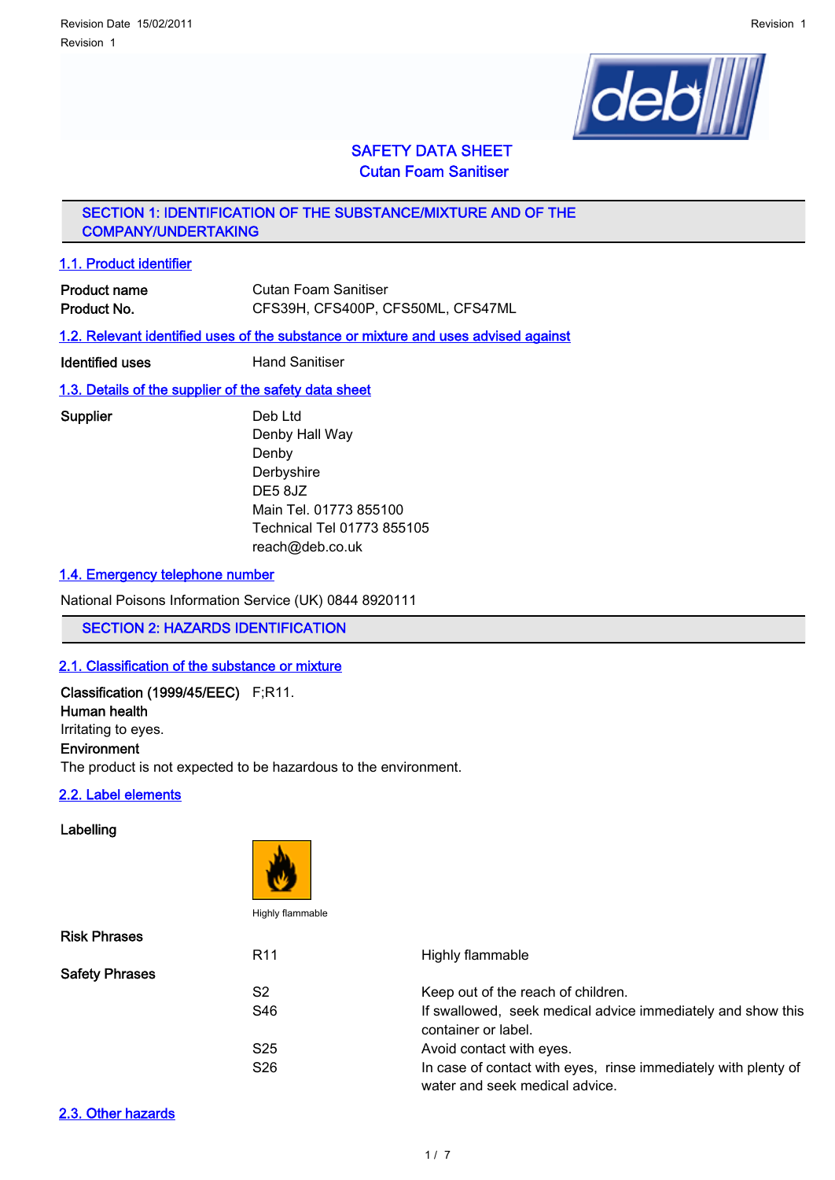Revision Date 15/02/2011

Revision 1

# SAFETY DATA SHEET
# Cutan Foam Sanitiser

## SECTION 1: IDENTIFICATION OF THE SUBSTANCE/MIXTURE AND OF THE COMPANY/UNDERTAKING

### 1.1. Product identifier

| | |
|---|---|
| **Product name** | Cutan Foam Sanitiser |
| **Product No.** | CFS39H, CFS400P, CFS50ML, CFS47ML |

### 1.2. Relevant identified uses of the substance or mixture and uses advised against

| | |
|---|---|
| **Identified uses** | Hand Sanitiser |

### 1.3. Details of the supplier of the safety data sheet

**Supplier**

Deb Ltd
Denby Hall Way
Denby
Derbyshire
DE5 8JZ
Main Tel. 01773 855100
Technical Tel 01773 855105
reach@deb.co.uk

### 1.4. Emergency telephone number

National Poisons Information Service (UK) 0844 8920111

## SECTION 2: HAZARDS IDENTIFICATION

### 2.1. Classification of the substance or mixture

**Classification (1999/45/EEC)** F;R11.

**Human health**

Irritating to eyes.

**Environment**

The product is not expected to be hazardous to the environment.

### 2.2. Label elements

**Labelling**

Highly flammable

**Risk Phrases**

| | |
|---|---|
| R11 | Highly flammable |

**Safety Phrases**

| | |
|---|---|
| S2 | Keep out of the reach of children. |
| S46 | If swallowed, seek medical advice immediately and show this container or label. |
| S25 | Avoid contact with eyes. |
| S26 | In case of contact with eyes, rinse immediately with plenty of water and seek medical advice. |

### 2.3. Other hazards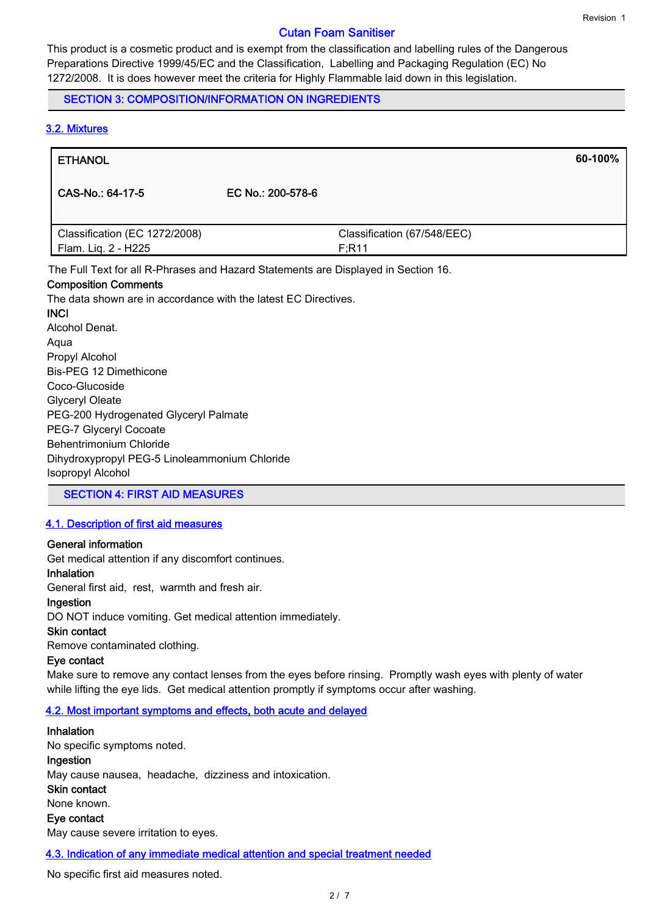Revision 1

# Cutan Foam Sanitiser

This product is a cosmetic product and is exempt from the classification and labelling rules of the Dangerous Preparations Directive 1999/45/EC and the Classification, Labelling and Packaging Regulation (EC) No 1272/2008. It is does however meet the criteria for Highly Flammable laid down in this legislation.

## SECTION 3: COMPOSITION/INFORMATION ON INGREDIENTS

### 3.2. Mixtures

| ETHANOL | | 60-100% |
|---|---|---|
| CAS-No.: 64-17-5 | EC No.: 200-578-6 | |
| Classification (EC 1272/2008)<br>Flam. Liq. 2 - H225 | Classification (67/548/EEC)<br>F;R11 | |

The Full Text for all R-Phrases and Hazard Statements are Displayed in Section 16.

**Composition Comments**

The data shown are in accordance with the latest EC Directives.

**INCI**

Alcohol Denat.
Aqua
Propyl Alcohol
Bis-PEG 12 Dimethicone
Coco-Glucoside
Glyceryl Oleate
PEG-200 Hydrogenated Glyceryl Palmate
PEG-7 Glyceryl Cocoate
Behentrimonium Chloride
Dihydroxypropyl PEG-5 Linoleammonium Chloride
Isopropyl Alcohol

## SECTION 4: FIRST AID MEASURES

### 4.1. Description of first aid measures

**General information**

Get medical attention if any discomfort continues.

**Inhalation**

General first aid, rest, warmth and fresh air.

**Ingestion**

DO NOT induce vomiting. Get medical attention immediately.

**Skin contact**

Remove contaminated clothing.

**Eye contact**

Make sure to remove any contact lenses from the eyes before rinsing. Promptly wash eyes with plenty of water while lifting the eye lids. Get medical attention promptly if symptoms occur after washing.

### 4.2. Most important symptoms and effects, both acute and delayed

**Inhalation**

No specific symptoms noted.

**Ingestion**

May cause nausea, headache, dizziness and intoxication.

**Skin contact**

None known.

**Eye contact**

May cause severe irritation to eyes.

### 4.3. Indication of any immediate medical attention and special treatment needed

No specific first aid measures noted.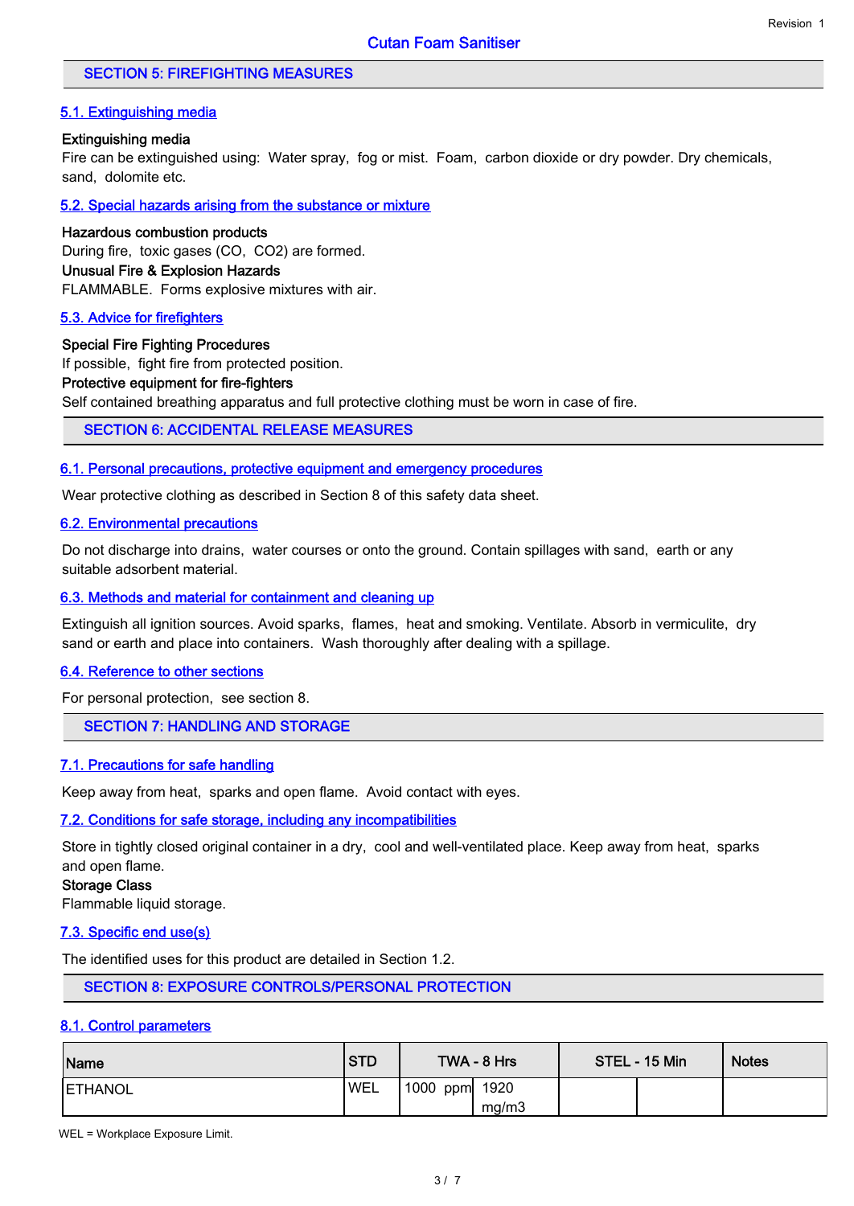## SECTION 5: FIREFIGHTING MEASURES

### 5.1. Extinguishing media

**Extinguishing media**
Fire can be extinguished using: Water spray, fog or mist. Foam, carbon dioxide or dry powder. Dry chemicals, sand, dolomite etc.

### 5.2. Special hazards arising from the substance or mixture

**Hazardous combustion products**
During fire, toxic gases (CO, $CO_2$) are formed.
**Unusual Fire & Explosion Hazards**
FLAMMABLE. Forms explosive mixtures with air.

### 5.3. Advice for firefighters

**Special Fire Fighting Procedures**
If possible, fight fire from protected position.
**Protective equipment for fire-fighters**
Self contained breathing apparatus and full protective clothing must be worn in case of fire.

## SECTION 6: ACCIDENTAL RELEASE MEASURES

### 6.1. Personal precautions, protective equipment and emergency procedures

Wear protective clothing as described in Section 8 of this safety data sheet.

### 6.2. Environmental precautions

Do not discharge into drains, water courses or onto the ground. Contain spillages with sand, earth or any suitable adsorbent material.

### 6.3. Methods and material for containment and cleaning up

Extinguish all ignition sources. Avoid sparks, flames, heat and smoking. Ventilate. Absorb in vermiculite, dry sand or earth and place into containers. Wash thoroughly after dealing with a spillage.

### 6.4. Reference to other sections

For personal protection, see section 8.

## SECTION 7: HANDLING AND STORAGE

### 7.1. Precautions for safe handling

Keep away from heat, sparks and open flame. Avoid contact with eyes.

### 7.2. Conditions for safe storage, including any incompatibilities

Store in tightly closed original container in a dry, cool and well-ventilated place. Keep away from heat, sparks and open flame.
**Storage Class**
Flammable liquid storage.

### 7.3. Specific end use(s)

The identified uses for this product are detailed in Section 1.2.

## SECTION 8: EXPOSURE CONTROLS/PERSONAL PROTECTION

### 8.1. Control parameters

| Name | STD | TWA - 8 Hrs | | STEL - 15 Min | | Notes |
|---|---|---|---|---|---|---|
| ETHANOL | WEL | 1000 ppm | 1920 mg/m3 | | | |

WEL = Workplace Exposure Limit.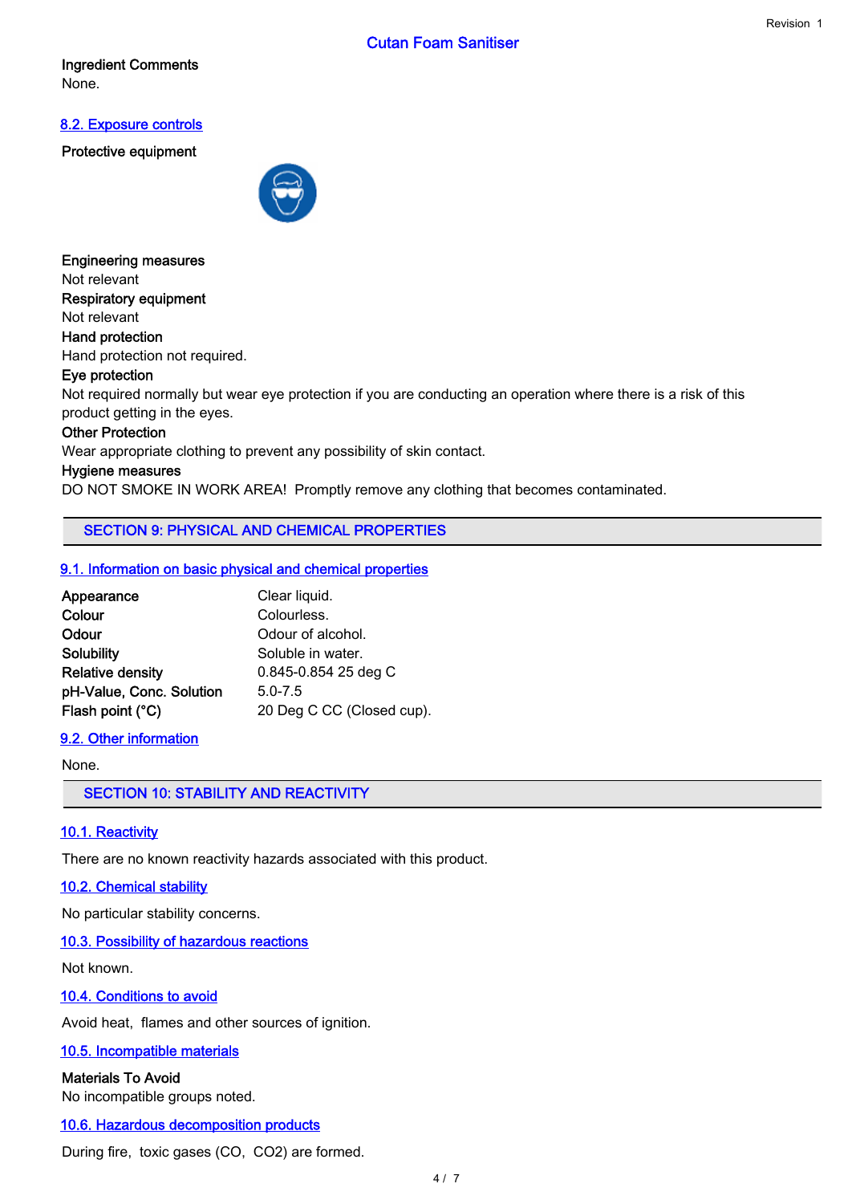**Ingredient Comments**

None.

### 8.2. Exposure controls

**Protective equipment**

**Engineering measures**

Not relevant

**Respiratory equipment**

Not relevant

**Hand protection**

Hand protection not required.

**Eye protection**

Not required normally but wear eye protection if you are conducting an operation where there is a risk of this product getting in the eyes.

**Other Protection**

Wear appropriate clothing to prevent any possibility of skin contact.

**Hygiene measures**

DO NOT SMOKE IN WORK AREA! Promptly remove any clothing that becomes contaminated.

## SECTION 9: PHYSICAL AND CHEMICAL PROPERTIES

### 9.1. Information on basic physical and chemical properties

| | |
|---|---|
| **Appearance** | Clear liquid. |
| **Colour** | Colourless. |
| **Odour** | Odour of alcohol. |
| **Solubility** | Soluble in water. |
| **Relative density** | 0.845-0.854 25 deg C |
| **pH-Value, Conc. Solution** | 5.0-7.5 |
| **Flash point (°C)** | 20 Deg C CC (Closed cup). |

### 9.2. Other information

None.

## SECTION 10: STABILITY AND REACTIVITY

### 10.1. Reactivity

There are no known reactivity hazards associated with this product.

### 10.2. Chemical stability

No particular stability concerns.

### 10.3. Possibility of hazardous reactions

Not known.

### 10.4. Conditions to avoid

Avoid heat, flames and other sources of ignition.

### 10.5. Incompatible materials

**Materials To Avoid**

No incompatible groups noted.

### 10.6. Hazardous decomposition products

During fire, toxic gases ($CO$, $CO_2$) are formed.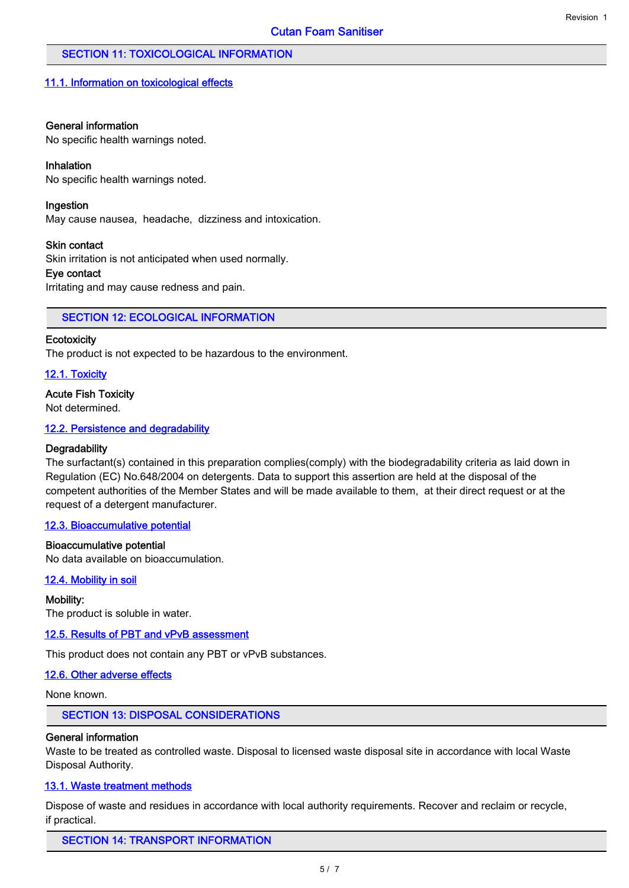## SECTION 11: TOXICOLOGICAL INFORMATION

### 11.1. Information on toxicological effects

**General information**
No specific health warnings noted.

**Inhalation**
No specific health warnings noted.

**Ingestion**
May cause nausea, headache, dizziness and intoxication.

**Skin contact**
Skin irritation is not anticipated when used normally.

**Eye contact**
Irritating and may cause redness and pain.

## SECTION 12: ECOLOGICAL INFORMATION

**Ecotoxicity**
The product is not expected to be hazardous to the environment.

### 12.1. Toxicity

**Acute Fish Toxicity**
Not determined.

### 12.2. Persistence and degradability

**Degradability**
The surfactant(s) contained in this preparation complies(comply) with the biodegradability criteria as laid down in Regulation (EC) No.648/2004 on detergents. Data to support this assertion are held at the disposal of the competent authorities of the Member States and will be made available to them, at their direct request or at the request of a detergent manufacturer.

### 12.3. Bioaccumulative potential

**Bioaccumulative potential**
No data available on bioaccumulation.

### 12.4. Mobility in soil

**Mobility:**
The product is soluble in water.

### 12.5. Results of PBT and vPvB assessment

This product does not contain any PBT or vPvB substances.

### 12.6. Other adverse effects

None known.

## SECTION 13: DISPOSAL CONSIDERATIONS

**General information**
Waste to be treated as controlled waste. Disposal to licensed waste disposal site in accordance with local Waste Disposal Authority.

### 13.1. Waste treatment methods

Dispose of waste and residues in accordance with local authority requirements. Recover and reclaim or recycle, if practical.

## SECTION 14: TRANSPORT INFORMATION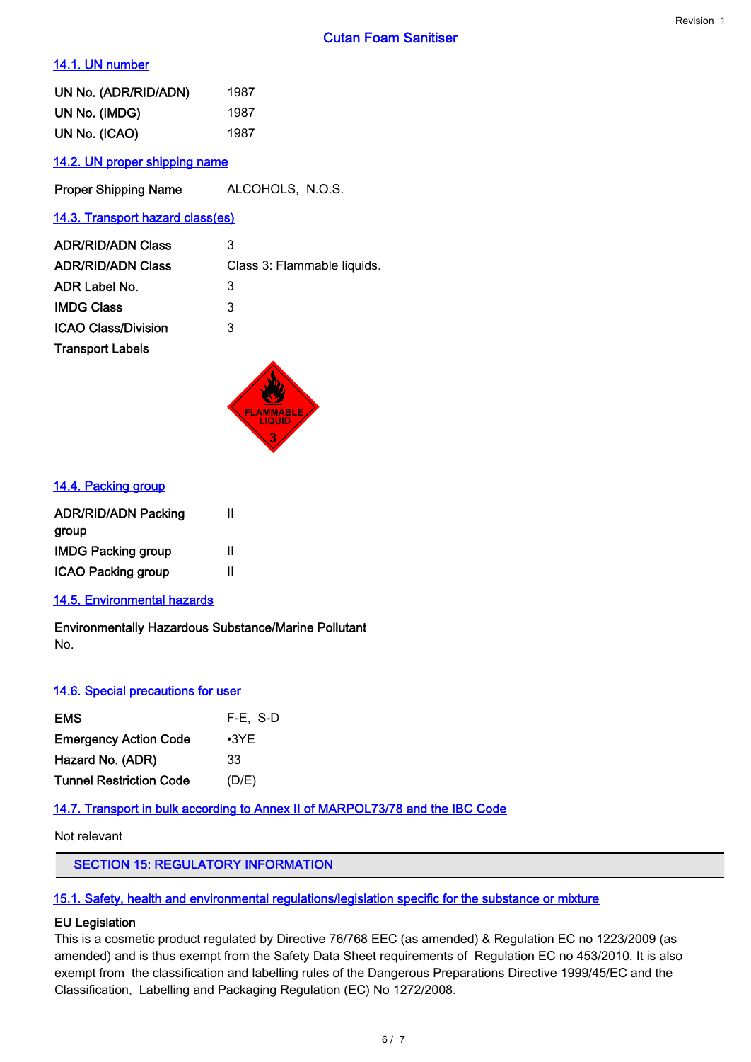## 14.1. UN number

| | |
|---|---|
| UN No. (ADR/RID/ADN) | 1987 |
| UN No. (IMDG) | 1987 |
| UN No. (ICAO) | 1987 |

## 14.2. UN proper shipping name

| | |
|---|---|
| Proper Shipping Name | ALCOHOLS, N.O.S. |

## 14.3. Transport hazard class(es)

| | |
|---|---|
| ADR/RID/ADN Class | 3 |
| ADR/RID/ADN Class | Class 3: Flammable liquids. |
| ADR Label No. | 3 |
| IMDG Class | 3 |
| ICAO Class/Division | 3 |
| Transport Labels | |

## 14.4. Packing group

| | |
|---|---|
| ADR/RID/ADN Packing group | II |
| IMDG Packing group | II |
| ICAO Packing group | II |

## 14.5. Environmental hazards

**Environmentally Hazardous Substance/Marine Pollutant**
No.

## 14.6. Special precautions for user

| | |
|---|---|
| EMS | F-E, S-D |
| Emergency Action Code | •3YE |
| Hazard No. (ADR) | 33 |
| Tunnel Restriction Code | (D/E) |

## 14.7. Transport in bulk according to Annex II of MARPOL73/78 and the IBC Code

Not relevant

# SECTION 15: REGULATORY INFORMATION

## 15.1. Safety, health and environmental regulations/legislation specific for the substance or mixture

**EU Legislation**
This is a cosmetic product regulated by Directive 76/768 EEC (as amended) & Regulation EC no 1223/2009 (as amended) and is thus exempt from the Safety Data Sheet requirements of Regulation EC no 453/2010. It is also exempt from the classification and labelling rules of the Dangerous Preparations Directive 1999/45/EC and the Classification, Labelling and Packaging Regulation (EC) No 1272/2008.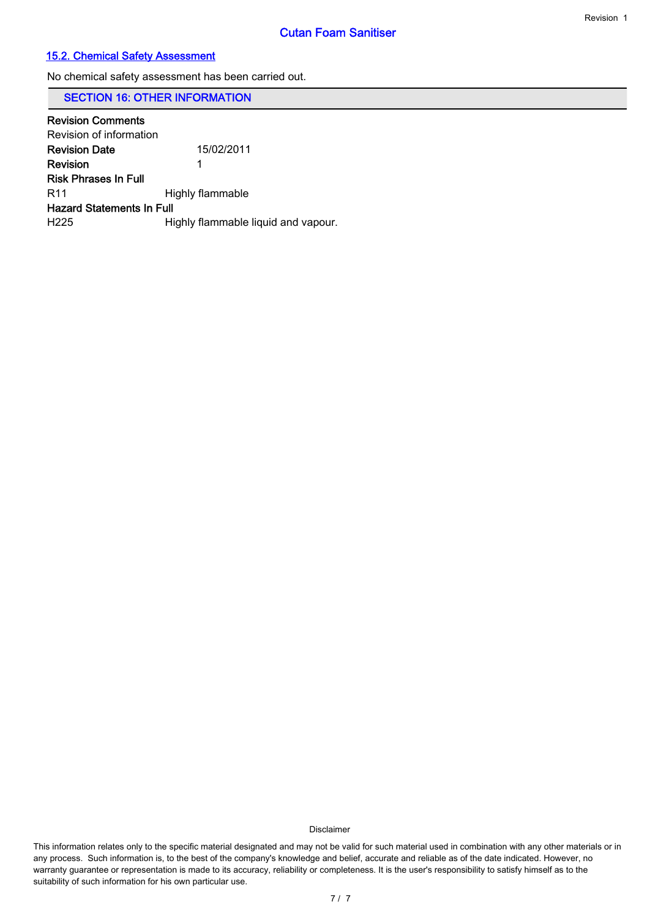### 15.2. Chemical Safety Assessment

No chemical safety assessment has been carried out.

## SECTION 16: OTHER INFORMATION

**Revision Comments**

Revision of information

**Revision Date** 15/02/2011

**Revision** 1

**Risk Phrases In Full**

R11 Highly flammable

**Hazard Statements In Full**

H225 Highly flammable liquid and vapour.

Disclaimer

This information relates only to the specific material designated and may not be valid for such material used in combination with any other materials or in any process. Such information is, to the best of the company's knowledge and belief, accurate and reliable as of the date indicated. However, no warranty guarantee or representation is made to its accuracy, reliability or completeness. It is the user's responsibility to satisfy himself as to the suitability of such information for his own particular use.